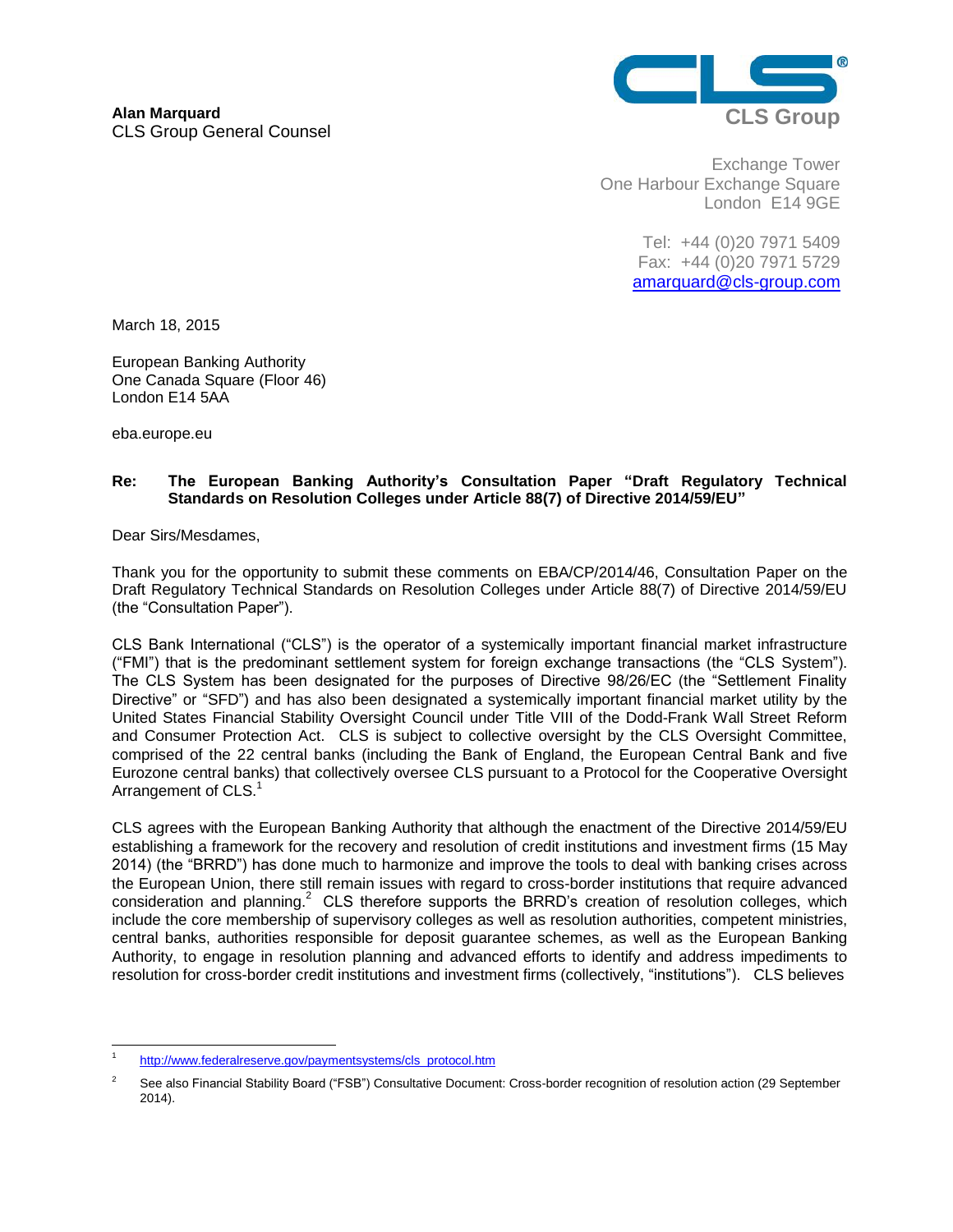**Alan Marquard**
CLS Group General Counsel

CLS Group

Exchange Tower
One Harbour Exchange Square
London E14 9GE

Tel: +44 (0)20 7971 5409
Fax: +44 (0)20 7971 5729
amarquard@cls-group.com

March 18, 2015

European Banking Authority
One Canada Square (Floor 46)
London E14 5AA

eba.europe.eu

**Re: The European Banking Authority's Consultation Paper "Draft Regulatory Technical Standards on Resolution Colleges under Article 88(7) of Directive 2014/59/EU"**

Dear Sirs/Mesdames,

Thank you for the opportunity to submit these comments on EBA/CP/2014/46, Consultation Paper on the Draft Regulatory Technical Standards on Resolution Colleges under Article 88(7) of Directive 2014/59/EU (the "Consultation Paper").

CLS Bank International ("CLS") is the operator of a systemically important financial market infrastructure ("FMI") that is the predominant settlement system for foreign exchange transactions (the "CLS System"). The CLS System has been designated for the purposes of Directive 98/26/EC (the "Settlement Finality Directive" or "SFD") and has also been designated a systemically important financial market utility by the United States Financial Stability Oversight Council under Title VIII of the Dodd-Frank Wall Street Reform and Consumer Protection Act. CLS is subject to collective oversight by the CLS Oversight Committee, comprised of the 22 central banks (including the Bank of England, the European Central Bank and five Eurozone central banks) that collectively oversee CLS pursuant to a Protocol for the Cooperative Oversight Arrangement of CLS.[1]

CLS agrees with the European Banking Authority that although the enactment of the Directive 2014/59/EU establishing a framework for the recovery and resolution of credit institutions and investment firms (15 May 2014) (the "BRRD") has done much to harmonize and improve the tools to deal with banking crises across the European Union, there still remain issues with regard to cross-border institutions that require advanced consideration and planning.[2] CLS therefore supports the BRRD's creation of resolution colleges, which include the core membership of supervisory colleges as well as resolution authorities, competent ministries, central banks, authorities responsible for deposit guarantee schemes, as well as the European Banking Authority, to engage in resolution planning and advanced efforts to identify and address impediments to resolution for cross-border credit institutions and investment firms (collectively, "institutions"). CLS believes

---

[1] http://www.federalreserve.gov/paymentsystems/cls_protocol.htm

[2] See also Financial Stability Board ("FSB") Consultative Document: Cross-border recognition of resolution action (29 September 2014).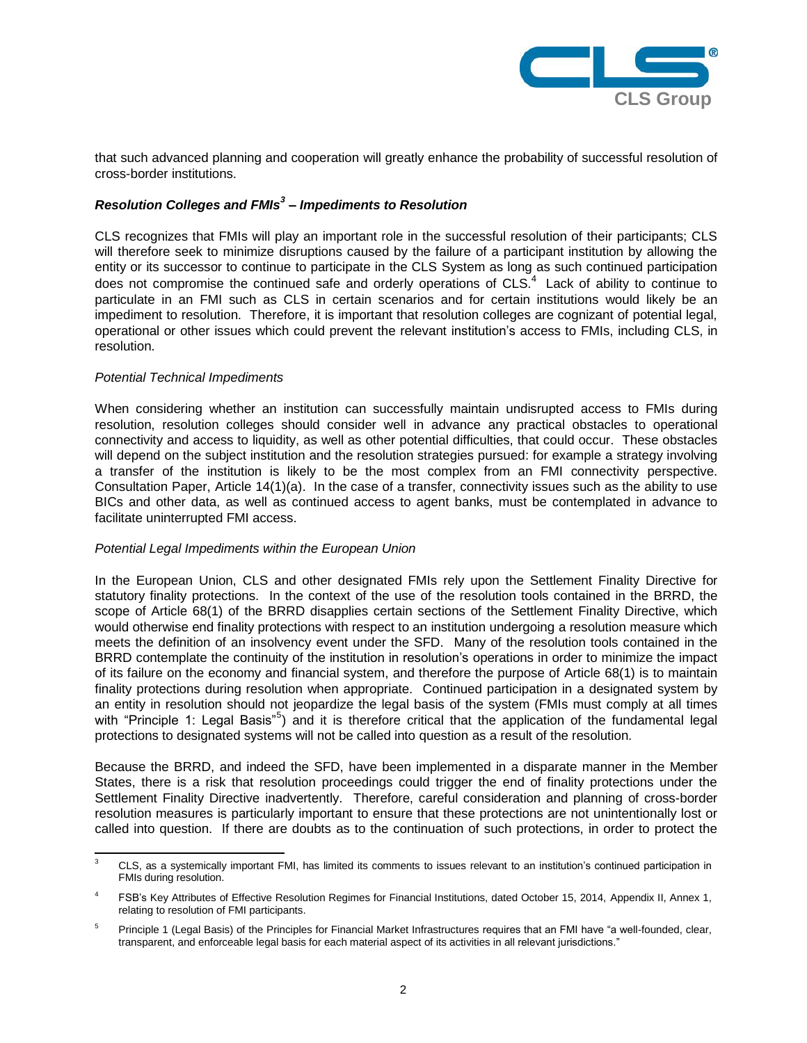that such advanced planning and cooperation will greatly enhance the probability of successful resolution of cross-border institutions.

### ***Resolution Colleges and FMIs[3] – Impediments to Resolution***

CLS recognizes that FMIs will play an important role in the successful resolution of their participants; CLS will therefore seek to minimize disruptions caused by the failure of a participant institution by allowing the entity or its successor to continue to participate in the CLS System as long as such continued participation does not compromise the continued safe and orderly operations of CLS.[4] Lack of ability to continue to particulate in an FMI such as CLS in certain scenarios and for certain institutions would likely be an impediment to resolution. Therefore, it is important that resolution colleges are cognizant of potential legal, operational or other issues which could prevent the relevant institution's access to FMIs, including CLS, in resolution.

*Potential Technical Impediments*

When considering whether an institution can successfully maintain undisrupted access to FMIs during resolution, resolution colleges should consider well in advance any practical obstacles to operational connectivity and access to liquidity, as well as other potential difficulties, that could occur. These obstacles will depend on the subject institution and the resolution strategies pursued: for example a strategy involving a transfer of the institution is likely to be the most complex from an FMI connectivity perspective. Consultation Paper, Article 14(1)(a). In the case of a transfer, connectivity issues such as the ability to use BICs and other data, as well as continued access to agent banks, must be contemplated in advance to facilitate uninterrupted FMI access.

*Potential Legal Impediments within the European Union*

In the European Union, CLS and other designated FMIs rely upon the Settlement Finality Directive for statutory finality protections. In the context of the use of the resolution tools contained in the BRRD, the scope of Article 68(1) of the BRRD disapplies certain sections of the Settlement Finality Directive, which would otherwise end finality protections with respect to an institution undergoing a resolution measure which meets the definition of an insolvency event under the SFD. Many of the resolution tools contained in the BRRD contemplate the continuity of the institution in resolution's operations in order to minimize the impact of its failure on the economy and financial system, and therefore the purpose of Article 68(1) is to maintain finality protections during resolution when appropriate. Continued participation in a designated system by an entity in resolution should not jeopardize the legal basis of the system (FMIs must comply at all times with "Principle 1: Legal Basis"[5]) and it is therefore critical that the application of the fundamental legal protections to designated systems will not be called into question as a result of the resolution.

Because the BRRD, and indeed the SFD, have been implemented in a disparate manner in the Member States, there is a risk that resolution proceedings could trigger the end of finality protections under the Settlement Finality Directive inadvertently. Therefore, careful consideration and planning of cross-border resolution measures is particularly important to ensure that these protections are not unintentionally lost or called into question. If there are doubts as to the continuation of such protections, in order to protect the

---

[3] CLS, as a systemically important FMI, has limited its comments to issues relevant to an institution's continued participation in FMIs during resolution.

[4] FSB's Key Attributes of Effective Resolution Regimes for Financial Institutions, dated October 15, 2014, Appendix II, Annex 1, relating to resolution of FMI participants.

[5] Principle 1 (Legal Basis) of the Principles for Financial Market Infrastructures requires that an FMI have "a well-founded, clear, transparent, and enforceable legal basis for each material aspect of its activities in all relevant jurisdictions."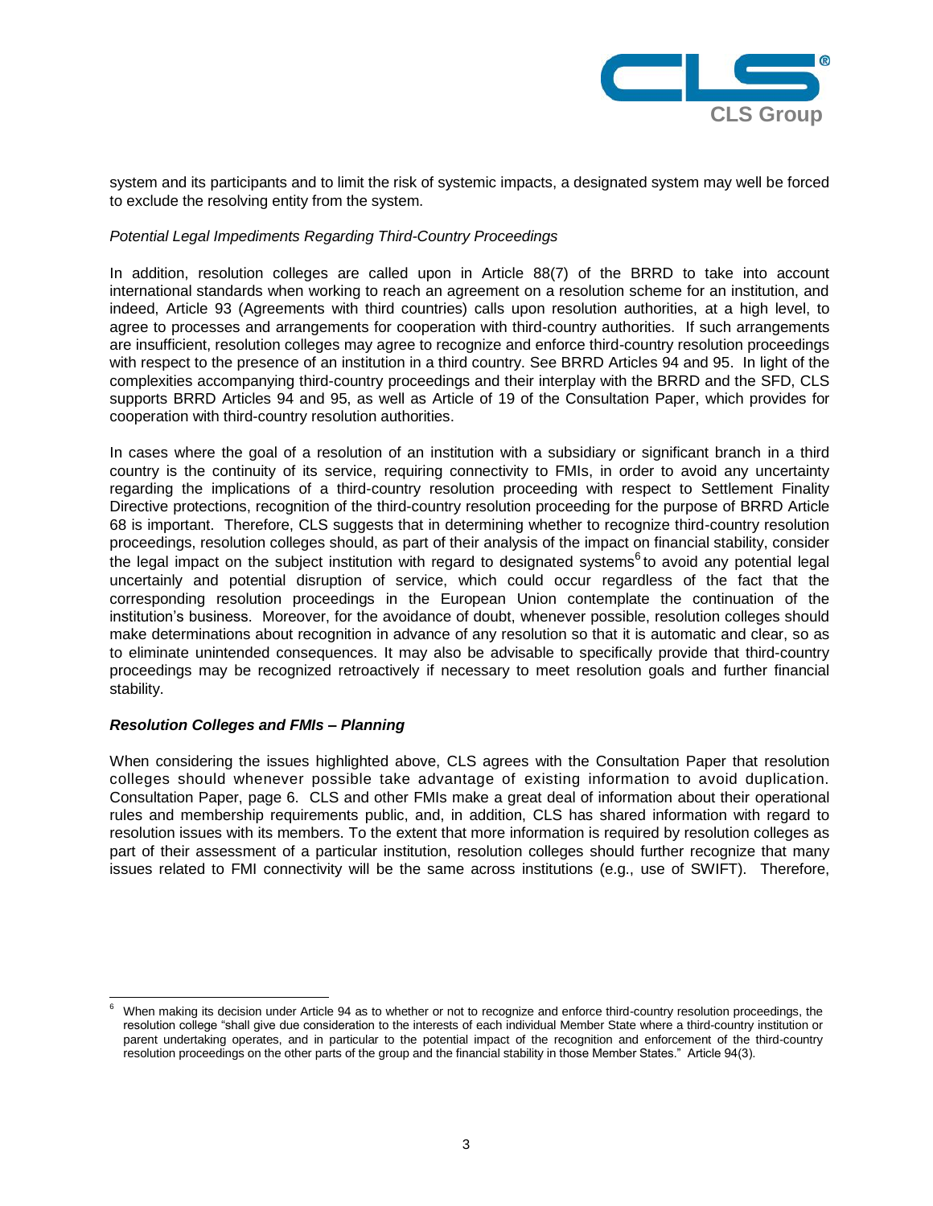system and its participants and to limit the risk of systemic impacts, a designated system may well be forced to exclude the resolving entity from the system.

*Potential Legal Impediments Regarding Third-Country Proceedings*

In addition, resolution colleges are called upon in Article 88(7) of the BRRD to take into account international standards when working to reach an agreement on a resolution scheme for an institution, and indeed, Article 93 (Agreements with third countries) calls upon resolution authorities, at a high level, to agree to processes and arrangements for cooperation with third-country authorities. If such arrangements are insufficient, resolution colleges may agree to recognize and enforce third-country resolution proceedings with respect to the presence of an institution in a third country. See BRRD Articles 94 and 95. In light of the complexities accompanying third-country proceedings and their interplay with the BRRD and the SFD, CLS supports BRRD Articles 94 and 95, as well as Article of 19 of the Consultation Paper, which provides for cooperation with third-country resolution authorities.

In cases where the goal of a resolution of an institution with a subsidiary or significant branch in a third country is the continuity of its service, requiring connectivity to FMIs, in order to avoid any uncertainty regarding the implications of a third-country resolution proceeding with respect to Settlement Finality Directive protections, recognition of the third-country resolution proceeding for the purpose of BRRD Article 68 is important. Therefore, CLS suggests that in determining whether to recognize third-country resolution proceedings, resolution colleges should, as part of their analysis of the impact on financial stability, consider the legal impact on the subject institution with regard to designated systems[6] to avoid any potential legal uncertainly and potential disruption of service, which could occur regardless of the fact that the corresponding resolution proceedings in the European Union contemplate the continuation of the institution's business. Moreover, for the avoidance of doubt, whenever possible, resolution colleges should make determinations about recognition in advance of any resolution so that it is automatic and clear, so as to eliminate unintended consequences. It may also be advisable to specifically provide that third-country proceedings may be recognized retroactively if necessary to meet resolution goals and further financial stability.

***Resolution Colleges and FMIs – Planning***

When considering the issues highlighted above, CLS agrees with the Consultation Paper that resolution colleges should whenever possible take advantage of existing information to avoid duplication. Consultation Paper, page 6. CLS and other FMIs make a great deal of information about their operational rules and membership requirements public, and, in addition, CLS has shared information with regard to resolution issues with its members. To the extent that more information is required by resolution colleges as part of their assessment of a particular institution, resolution colleges should further recognize that many issues related to FMI connectivity will be the same across institutions (e.g., use of SWIFT). Therefore,

---

[6] When making its decision under Article 94 as to whether or not to recognize and enforce third-country resolution proceedings, the resolution college "shall give due consideration to the interests of each individual Member State where a third-country institution or parent undertaking operates, and in particular to the potential impact of the recognition and enforcement of the third-country resolution proceedings on the other parts of the group and the financial stability in those Member States." Article 94(3).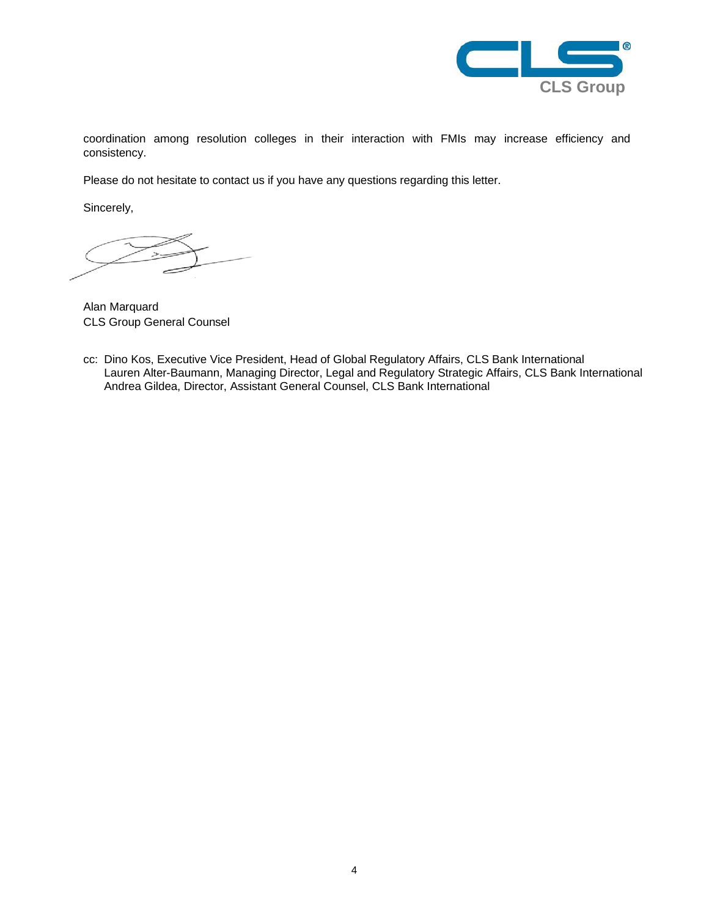coordination among resolution colleges in their interaction with FMIs may increase efficiency and consistency.

Please do not hesitate to contact us if you have any questions regarding this letter.

Sincerely,

Alan Marquard
CLS Group General Counsel

cc: Dino Kos, Executive Vice President, Head of Global Regulatory Affairs, CLS Bank International
Lauren Alter-Baumann, Managing Director, Legal and Regulatory Strategic Affairs, CLS Bank International
Andrea Gildea, Director, Assistant General Counsel, CLS Bank International